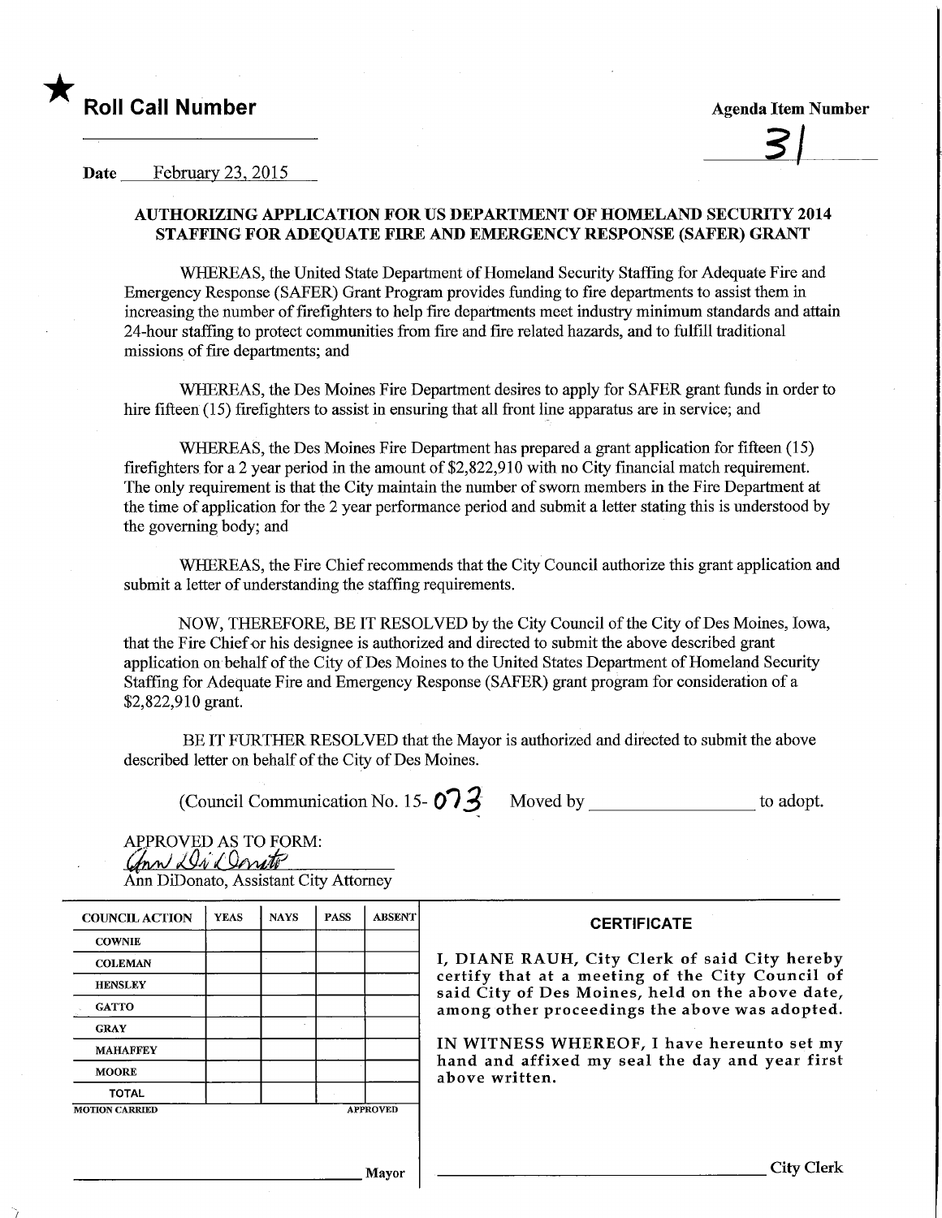★ **Roll Call Number**

**Agenda Item Number**

31

Date February 23, 2015

## AUTHORIZING APPLICATION FOR US DEPARTMENT OF HOMELAND SECURITY 2014 STAFFING FOR ADEQUATE FIRE AND EMERGENCY RESPONSE (SAFER) GRANT

WHEREAS, the United State Department of Homeland Security Staffing for Adequate Fire and Emergency Response (SAFER) Grant Program provides funding to fire departments to assist them in increasing the number of firefighters to help fire departments meet industry minimum standards and attain 24-hour staffing to protect communities from fire and fire related hazards, and to fulfill traditional missions of fire departments; and

WHEREAS, the Des Moines Fire Department desires to apply for SAFER grant funds in order to hire fifteen (15) firefighters to assist in ensuring that all front line apparatus are in service; and

WHEREAS, the Des Moines Fire Department has prepared a grant application for fifteen (15) firefighters for a 2 year period in the amount of $2,822,910 with no City financial match requirement. The only requirement is that the City maintain the number of sworn members in the Fire Department at the time of application for the 2 year performance period and submit a letter stating this is understood by the governing body; and

WHEREAS, the Fire Chief recommends that the City Council authorize this grant application and submit a letter of understanding the staffing requirements.

NOW, THEREFORE, BE IT RESOLVED by the City Council of the City of Des Moines, Iowa, that the Fire Chief or his designee is authorized and directed to submit the above described grant application on behalf of the City of Des Moines to the United States Department of Homeland Security Staffing for Adequate Fire and Emergency Response (SAFER) grant program for consideration of a $2,822,910 grant.

BE IT FURTHER RESOLVED that the Mayor is authorized and directed to submit the above described letter on behalf of the City of Des Moines.

(Council Communication No. 15- 073 Moved by ________________ to adopt.

APPROVED AS TO FORM:
*Ann DiDonato*
Ann DiDonato, Assistant City Attorney

| COUNCIL ACTION | YEAS | NAYS | PASS | ABSENT |
|---|---|---|---|---|
| COWNIE | | | | |
| COLEMAN | | | | |
| HENSLEY | | | | |
| GATTO | | | | |
| GRAY | | | | |
| MAHAFFEY | | | | |
| MOORE | | | | |
| TOTAL | | | | |
| MOTION CARRIED | | | | APPROVED |

________________________ Mayor

**CERTIFICATE**

I, DIANE RAUH, City Clerk of said City hereby certify that at a meeting of the City Council of said City of Des Moines, held on the above date, among other proceedings the above was adopted.

IN WITNESS WHEREOF, I have hereunto set my hand and affixed my seal the day and year first above written.

________________________ City Clerk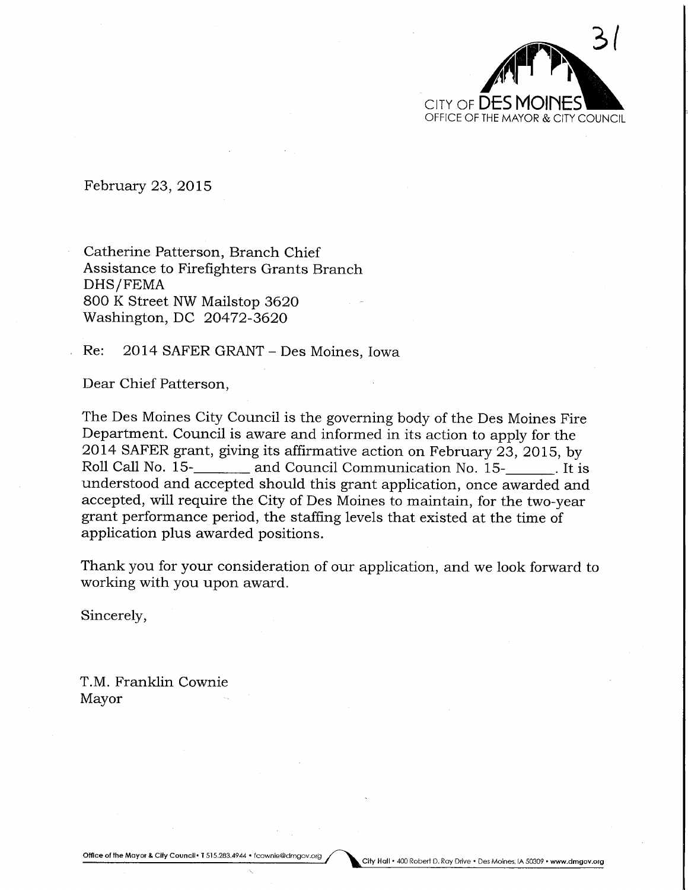31

CITY OF DES MOINES
OFFICE OF THE MAYOR & CITY COUNCIL

February 23, 2015

Catherine Patterson, Branch Chief
Assistance to Firefighters Grants Branch
DHS/FEMA
800 K Street NW Mailstop 3620
Washington, DC 20472-3620

Re: 2014 SAFER GRANT – Des Moines, Iowa

Dear Chief Patterson,

The Des Moines City Council is the governing body of the Des Moines Fire Department. Council is aware and informed in its action to apply for the 2014 SAFER grant, giving its affirmative action on February 23, 2015, by Roll Call No. 15-________ and Council Communication No. 15-_______. It is understood and accepted should this grant application, once awarded and accepted, will require the City of Des Moines to maintain, for the two-year grant performance period, the staffing levels that existed at the time of application plus awarded positions.

Thank you for your consideration of our application, and we look forward to working with you upon award.

Sincerely,

T.M. Franklin Cownie
Mayor

Office of the Mayor & City Council • T 515.283.4944 • fcownie@dmgov.org
City Hall • 400 Robert D. Ray Drive • Des Moines, IA 50309 • www.dmgov.org